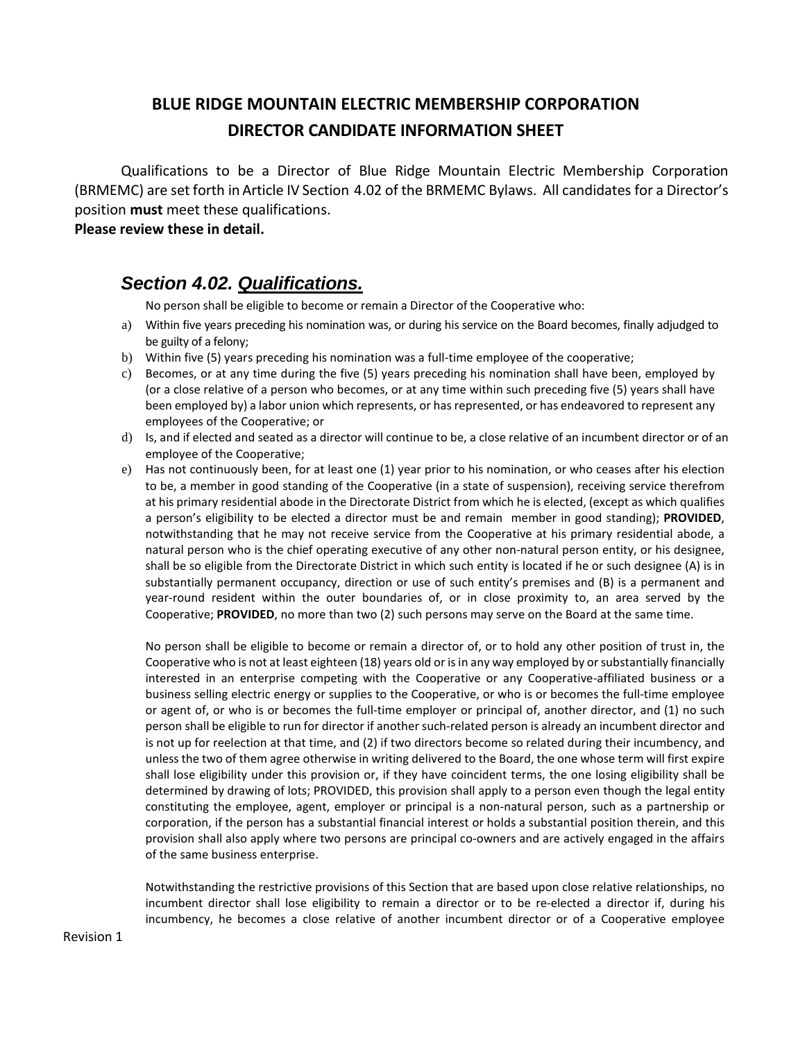# BLUE RIDGE MOUNTAIN ELECTRIC MEMBERSHIP CORPORATION
## DIRECTOR CANDIDATE INFORMATION SHEET

Qualifications to be a Director of Blue Ridge Mountain Electric Membership Corporation (BRMEMC) are set forth in Article IV Section 4.02 of the BRMEMC Bylaws. All candidates for a Director's position **must** meet these qualifications.

**Please review these in detail.**

## *Section 4.02. Qualifications.*

No person shall be eligible to become or remain a Director of the Cooperative who:

a) Within five years preceding his nomination was, or during his service on the Board becomes, finally adjudged to be guilty of a felony;

b) Within five (5) years preceding his nomination was a full-time employee of the cooperative;

c) Becomes, or at any time during the five (5) years preceding his nomination shall have been, employed by (or a close relative of a person who becomes, or at any time within such preceding five (5) years shall have been employed by) a labor union which represents, or has represented, or has endeavored to represent any employees of the Cooperative; or

d) Is, and if elected and seated as a director will continue to be, a close relative of an incumbent director or of an employee of the Cooperative;

e) Has not continuously been, for at least one (1) year prior to his nomination, or who ceases after his election to be, a member in good standing of the Cooperative (in a state of suspension), receiving service therefrom at his primary residential abode in the Directorate District from which he is elected, (except as which qualifies a person's eligibility to be elected a director must be and remain member in good standing); **PROVIDED**, notwithstanding that he may not receive service from the Cooperative at his primary residential abode, a natural person who is the chief operating executive of any other non-natural person entity, or his designee, shall be so eligible from the Directorate District in which such entity is located if he or such designee (A) is in substantially permanent occupancy, direction or use of such entity's premises and (B) is a permanent and year-round resident within the outer boundaries of, or in close proximity to, an area served by the Cooperative; **PROVIDED**, no more than two (2) such persons may serve on the Board at the same time.

No person shall be eligible to become or remain a director of, or to hold any other position of trust in, the Cooperative who is not at least eighteen (18) years old or is in any way employed by or substantially financially interested in an enterprise competing with the Cooperative or any Cooperative-affiliated business or a business selling electric energy or supplies to the Cooperative, or who is or becomes the full-time employee or agent of, or who is or becomes the full-time employer or principal of, another director, and (1) no such person shall be eligible to run for director if another such-related person is already an incumbent director and is not up for reelection at that time, and (2) if two directors become so related during their incumbency, and unless the two of them agree otherwise in writing delivered to the Board, the one whose term will first expire shall lose eligibility under this provision or, if they have coincident terms, the one losing eligibility shall be determined by drawing of lots; PROVIDED, this provision shall apply to a person even though the legal entity constituting the employee, agent, employer or principal is a non-natural person, such as a partnership or corporation, if the person has a substantial financial interest or holds a substantial position therein, and this provision shall also apply where two persons are principal co-owners and are actively engaged in the affairs of the same business enterprise.

Notwithstanding the restrictive provisions of this Section that are based upon close relative relationships, no incumbent director shall lose eligibility to remain a director or to be re-elected a director if, during his incumbency, he becomes a close relative of another incumbent director or of a Cooperative employee

Revision 1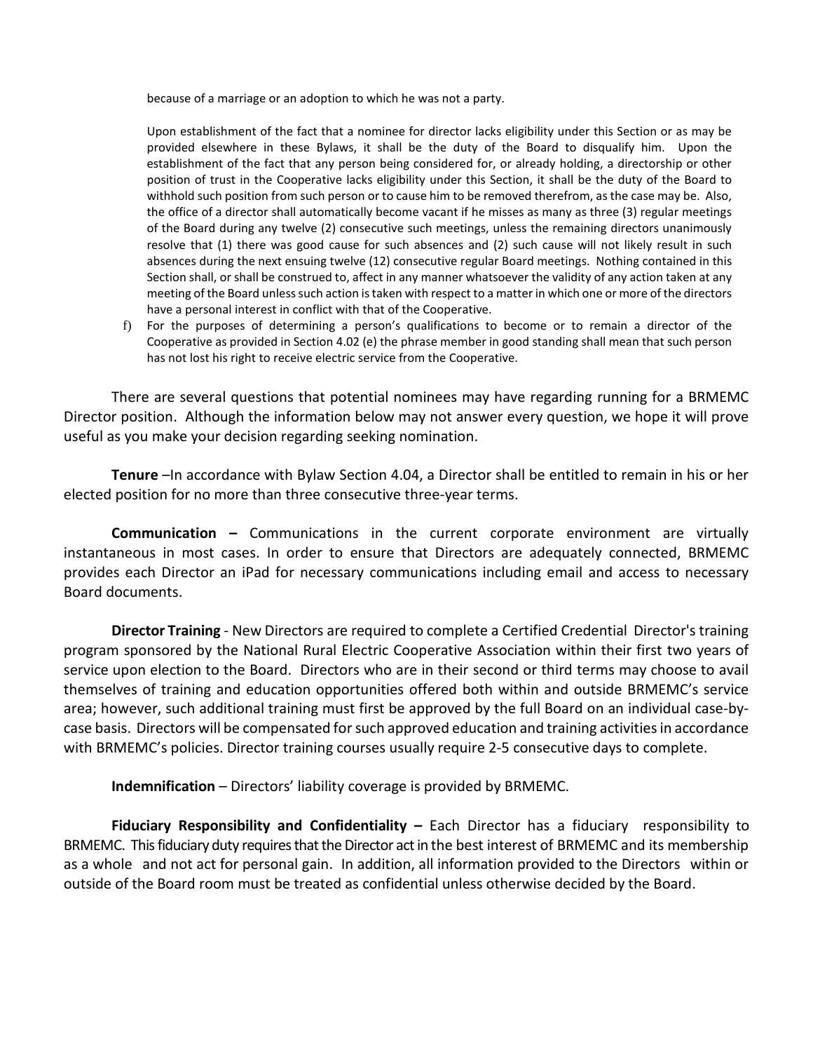because of a marriage or an adoption to which he was not a party.

Upon establishment of the fact that a nominee for director lacks eligibility under this Section or as may be provided elsewhere in these Bylaws, it shall be the duty of the Board to disqualify him. Upon the establishment of the fact that any person being considered for, or already holding, a directorship or other position of trust in the Cooperative lacks eligibility under this Section, it shall be the duty of the Board to withhold such position from such person or to cause him to be removed therefrom, as the case may be. Also, the office of a director shall automatically become vacant if he misses as many as three (3) regular meetings of the Board during any twelve (2) consecutive such meetings, unless the remaining directors unanimously resolve that (1) there was good cause for such absences and (2) such cause will not likely result in such absences during the next ensuing twelve (12) consecutive regular Board meetings. Nothing contained in this Section shall, or shall be construed to, affect in any manner whatsoever the validity of any action taken at any meeting of the Board unless such action is taken with respect to a matter in which one or more of the directors have a personal interest in conflict with that of the Cooperative.

f) For the purposes of determining a person's qualifications to become or to remain a director of the Cooperative as provided in Section 4.02 (e) the phrase member in good standing shall mean that such person has not lost his right to receive electric service from the Cooperative.

There are several questions that potential nominees may have regarding running for a BRMEMC Director position. Although the information below may not answer every question, we hope it will prove useful as you make your decision regarding seeking nomination.

**Tenure** –In accordance with Bylaw Section 4.04, a Director shall be entitled to remain in his or her elected position for no more than three consecutive three-year terms.

**Communication –** Communications in the current corporate environment are virtually instantaneous in most cases. In order to ensure that Directors are adequately connected, BRMEMC provides each Director an iPad for necessary communications including email and access to necessary Board documents.

**Director Training** - New Directors are required to complete a Certified Credential Director's training program sponsored by the National Rural Electric Cooperative Association within their first two years of service upon election to the Board. Directors who are in their second or third terms may choose to avail themselves of training and education opportunities offered both within and outside BRMEMC's service area; however, such additional training must first be approved by the full Board on an individual case-by-case basis. Directors will be compensated for such approved education and training activities in accordance with BRMEMC's policies. Director training courses usually require 2-5 consecutive days to complete.

**Indemnification** – Directors' liability coverage is provided by BRMEMC.

**Fiduciary Responsibility and Confidentiality –** Each Director has a fiduciary responsibility to BRMEMC. This fiduciary duty requires that the Director act in the best interest of BRMEMC and its membership as a whole and not act for personal gain. In addition, all information provided to the Directors within or outside of the Board room must be treated as confidential unless otherwise decided by the Board.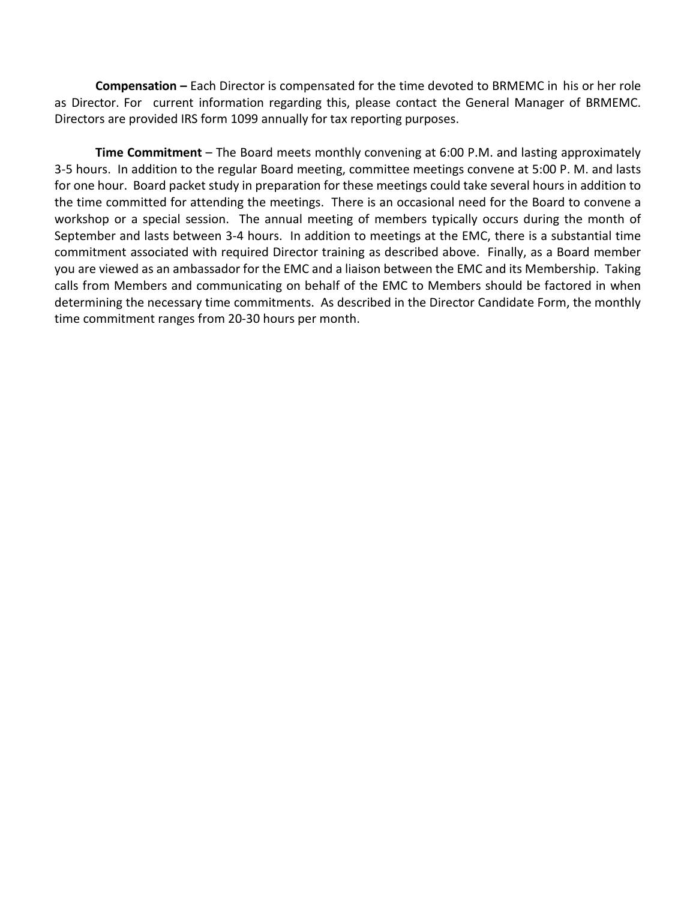**Compensation –** Each Director is compensated for the time devoted to BRMEMC in his or her role as Director. For current information regarding this, please contact the General Manager of BRMEMC. Directors are provided IRS form 1099 annually for tax reporting purposes.

**Time Commitment** – The Board meets monthly convening at 6:00 P.M. and lasting approximately 3-5 hours. In addition to the regular Board meeting, committee meetings convene at 5:00 P. M. and lasts for one hour. Board packet study in preparation for these meetings could take several hours in addition to the time committed for attending the meetings. There is an occasional need for the Board to convene a workshop or a special session. The annual meeting of members typically occurs during the month of September and lasts between 3-4 hours. In addition to meetings at the EMC, there is a substantial time commitment associated with required Director training as described above. Finally, as a Board member you are viewed as an ambassador for the EMC and a liaison between the EMC and its Membership. Taking calls from Members and communicating on behalf of the EMC to Members should be factored in when determining the necessary time commitments. As described in the Director Candidate Form, the monthly time commitment ranges from 20-30 hours per month.